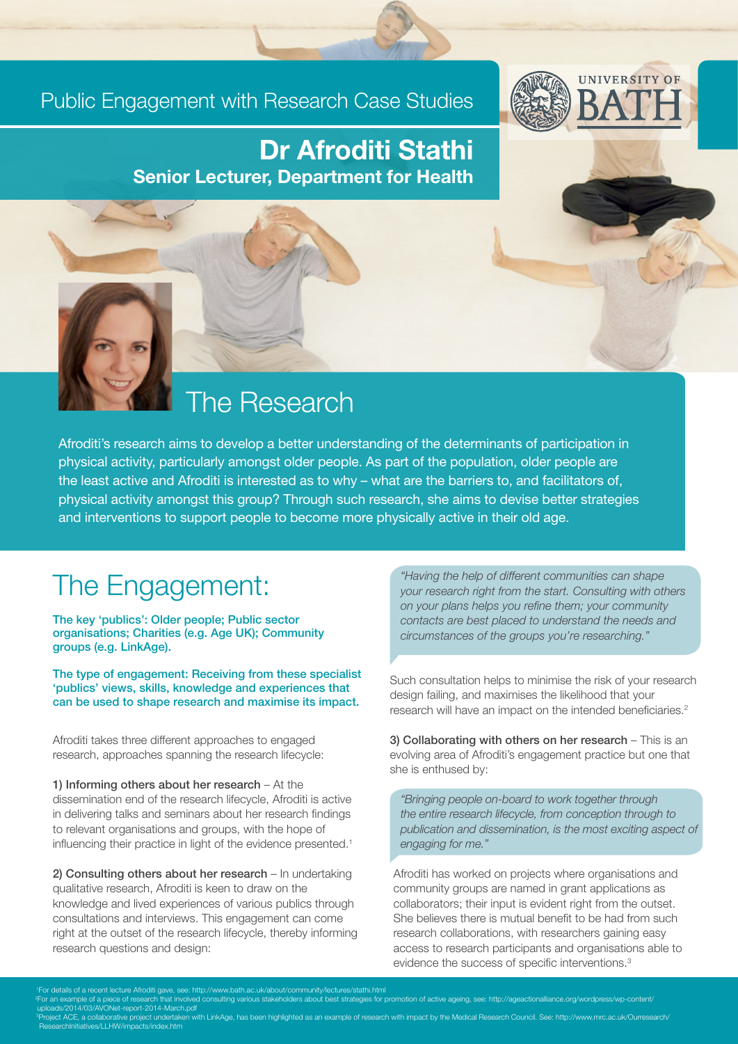Public Engagement with Research Case Studies

UNIVERSITY OF BATH

# Dr Afroditi Stathi

**Senior Lecturer, Department for Health**

## The Research

Afroditi's research aims to develop a better understanding of the determinants of participation in physical activity, particularly amongst older people. As part of the population, older people are the least active and Afroditi is interested as to why – what are the barriers to, and facilitators of, physical activity amongst this group? Through such research, she aims to devise better strategies and interventions to support people to become more physically active in their old age.

## The Engagement:

**The key 'publics': Older people; Public sector organisations; Charities (e.g. Age UK); Community groups (e.g. LinkAge).**

**The type of engagement: Receiving from these specialist 'publics' views, skills, knowledge and experiences that can be used to shape research and maximise its impact.**

Afroditi takes three different approaches to engaged research, approaches spanning the research lifecycle:

**1) Informing others about her research** – At the dissemination end of the research lifecycle, Afroditi is active in delivering talks and seminars about her research findings to relevant organisations and groups, with the hope of influencing their practice in light of the evidence presented.[1]

**2) Consulting others about her research** – In undertaking qualitative research, Afroditi is keen to draw on the knowledge and lived experiences of various publics through consultations and interviews. This engagement can come right at the outset of the research lifecycle, thereby informing research questions and design:

*"Having the help of different communities can shape your research right from the start. Consulting with others on your plans helps you refine them; your community contacts are best placed to understand the needs and circumstances of the groups you're researching."*

Such consultation helps to minimise the risk of your research design failing, and maximises the likelihood that your research will have an impact on the intended beneficiaries.[2]

**3) Collaborating with others on her research** – This is an evolving area of Afroditi's engagement practice but one that she is enthused by:

*"Bringing people on-board to work together through the entire research lifecycle, from conception through to publication and dissemination, is the most exciting aspect of engaging for me."*

Afroditi has worked on projects where organisations and community groups are named in grant applications as collaborators; their input is evident right from the outset. She believes there is mutual benefit to be had from such research collaborations, with researchers gaining easy access to research participants and organisations able to evidence the success of specific interventions.[3]

[1] For details of a recent lecture Afroditi gave, see: http://www.bath.ac.uk/about/community/lectures/stathi.html

[2] For an example of a piece of research that involved consulting various stakeholders about best strategies for promotion of active ageing, see: http://ageactionalliance.org/wordpress/wp-content/uploads/2014/03/AVONet-report-2014-March.pdf

[3] Project ACE, a collaborative project undertaken with LinkAge, has been highlighted as an example of research with impact by the Medical Research Council. See: http://www.mrc.ac.uk/Ourresearch/ResearchInitiatives/LLHW/impacts/index.htm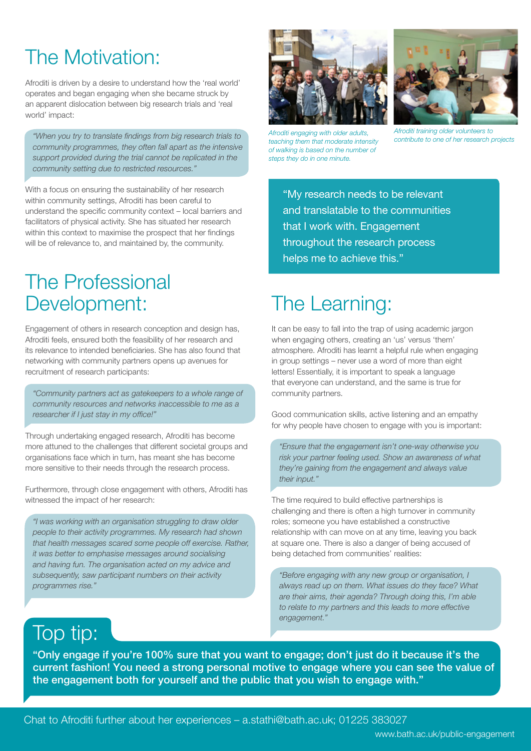## The Motivation:

Afroditi is driven by a desire to understand how the 'real world' operates and began engaging when she became struck by an apparent dislocation between big research trials and 'real world' impact:

> *"When you try to translate findings from big research trials to community programmes, they often fall apart as the intensive support provided during the trial cannot be replicated in the community setting due to restricted resources."*

With a focus on ensuring the sustainability of her research within community settings, Afroditi has been careful to understand the specific community context – local barriers and facilitators of physical activity. She has situated her research within this context to maximise the prospect that her findings will be of relevance to, and maintained by, the community.

## The Professional Development:

Engagement of others in research conception and design has, Afroditi feels, ensured both the feasibility of her research and its relevance to intended beneficiaries. She has also found that networking with community partners opens up avenues for recruitment of research participants:

> *"Community partners act as gatekeepers to a whole range of community resources and networks inaccessible to me as a researcher if I just stay in my office!"*

Through undertaking engaged research, Afroditi has become more attuned to the challenges that different societal groups and organisations face which in turn, has meant she has become more sensitive to their needs through the research process.

Furthermore, through close engagement with others, Afroditi has witnessed the impact of her research:

> *"I was working with an organisation struggling to draw older people to their activity programmes. My research had shown that health messages scared some people off exercise. Rather, it was better to emphasise messages around socialising and having fun. The organisation acted on my advice and subsequently, saw participant numbers on their activity programmes rise."*

*Afroditi engaging with older adults, teaching them that moderate intensity of walking is based on the number of steps they do in one minute.*

*Afroditi training older volunteers to contribute to one of her research projects*

> "My research needs to be relevant and translatable to the communities that I work with. Engagement throughout the research process helps me to achieve this."

## The Learning:

It can be easy to fall into the trap of using academic jargon when engaging others, creating an 'us' versus 'them' atmosphere. Afroditi has learnt a helpful rule when engaging in group settings – never use a word of more than eight letters! Essentially, it is important to speak a language that everyone can understand, and the same is true for community partners.

Good communication skills, active listening and an empathy for why people have chosen to engage with you is important:

> *"Ensure that the engagement isn't one-way otherwise you risk your partner feeling used. Show an awareness of what they're gaining from the engagement and always value their input."*

The time required to build effective partnerships is challenging and there is often a high turnover in community roles; someone you have established a constructive relationship with can move on at any time, leaving you back at square one. There is also a danger of being accused of being detached from communities' realities:

> *"Before engaging with any new group or organisation, I always read up on them. What issues do they face? What are their aims, their agenda? Through doing this, I'm able to relate to my partners and this leads to more effective engagement."*

## Top tip:

**"Only engage if you're 100% sure that you want to engage; don't just do it because it's the current fashion! You need a strong personal motive to engage where you can see the value of the engagement both for yourself and the public that you wish to engage with."**

Chat to Afroditi further about her experiences – a.stathi@bath.ac.uk; 01225 383027

www.bath.ac.uk/public-engagement